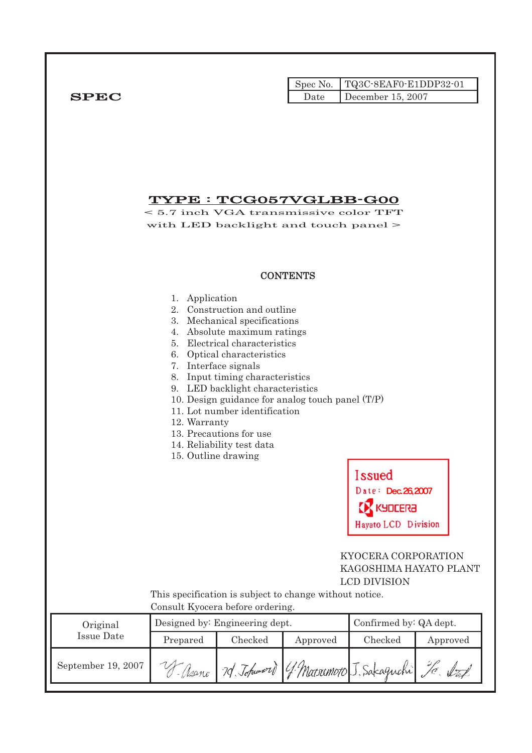| Spec No. | TQ3C-8EAF0-E1DDP32-01 |
|---|---|
| Date | December 15, 2007 |

**SPEC**

# TYPE : TCG057VGLBB-G00

< 5.7 inch VGA transmissive color TFT
with LED backlight and touch panel >

## CONTENTS

1. Application
2. Construction and outline
3. Mechanical specifications
4. Absolute maximum ratings
5. Electrical characteristics
6. Optical characteristics
7. Interface signals
8. Input timing characteristics
9. LED backlight characteristics
10. Design guidance for analog touch panel (T/P)
11. Lot number identification
12. Warranty
13. Precautions for use
14. Reliability test data
15. Outline drawing

Issued
Date : Dec.26,2007
KYOCERA
Hayato LCD Division

KYOCERA CORPORATION
KAGOSHIMA HAYATO PLANT
LCD DIVISION

This specification is subject to change without notice.
Consult Kyocera before ordering.

| Original Issue Date | Designed by: Engineering dept. | | | Confirmed by: QA dept. | |
|---|---|---|---|---|---|
| | Prepared | Checked | Approved | Checked | Approved |
| September 19, 2007 | Y. Asano | H. Tofumori | Y. Matsumoto | J. Sakaguchi | |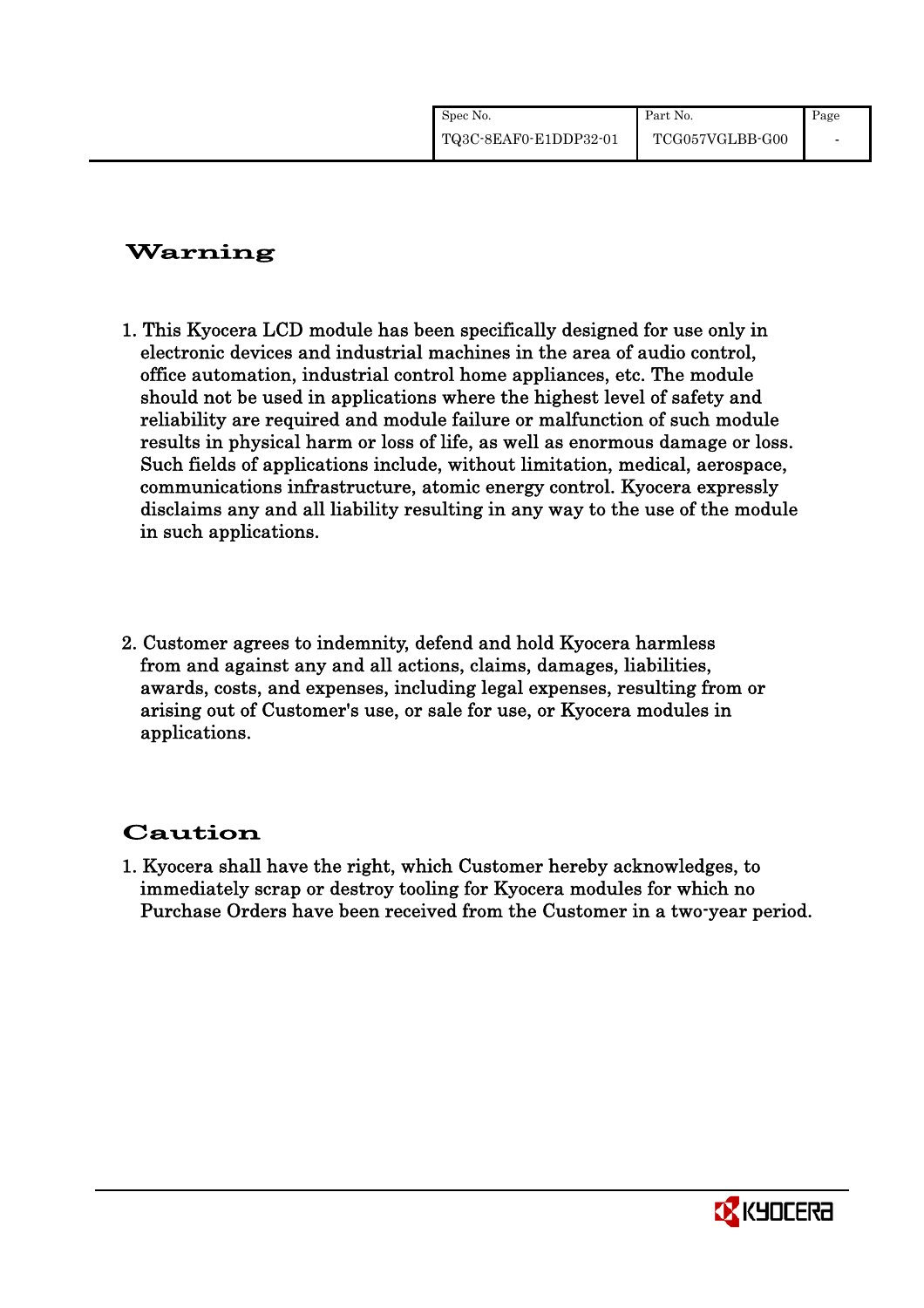## Warning

1. This Kyocera LCD module has been specifically designed for use only in electronic devices and industrial machines in the area of audio control, office automation, industrial control home appliances, etc. The module should not be used in applications where the highest level of safety and reliability are required and module failure or malfunction of such module results in physical harm or loss of life, as well as enormous damage or loss. Such fields of applications include, without limitation, medical, aerospace, communications infrastructure, atomic energy control. Kyocera expressly disclaims any and all liability resulting in any way to the use of the module in such applications.

2. Customer agrees to indemnity, defend and hold Kyocera harmless from and against any and all actions, claims, damages, liabilities, awards, costs, and expenses, including legal expenses, resulting from or arising out of Customer's use, or sale for use, or Kyocera modules in applications.

## Caution

1. Kyocera shall have the right, which Customer hereby acknowledges, to immediately scrap or destroy tooling for Kyocera modules for which no Purchase Orders have been received from the Customer in a two-year period.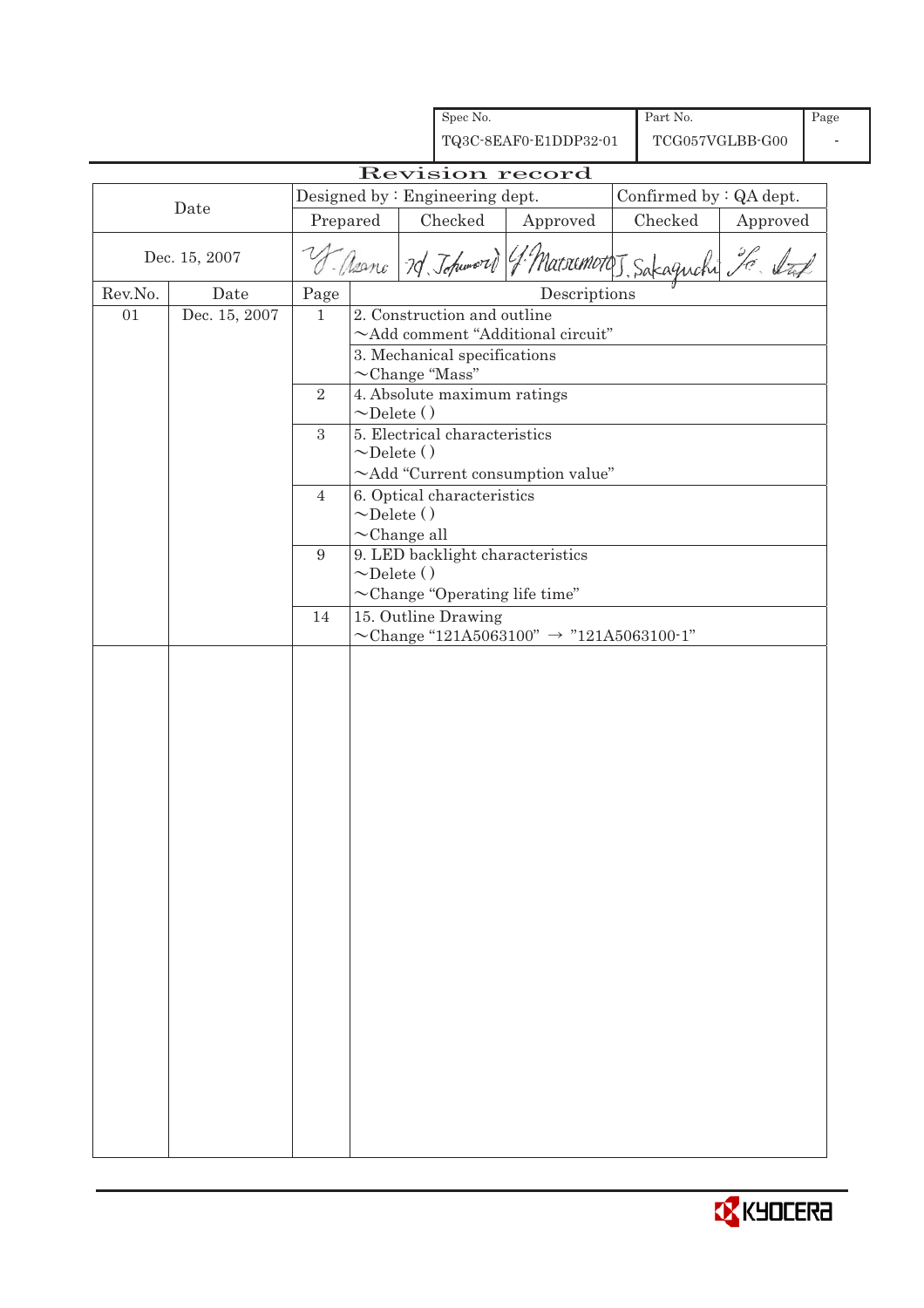| Spec No. | Part No. | Page |
|---|---|---|
| TQ3C-8EAF0-E1DDP32-01 | TCG057VGLBB-G00 | - |

# Revision record

| Date | Designed by : Engineering dept. | | | Confirmed by : QA dept. | |
|---|---|---|---|---|---|
| | Prepared | Checked | Approved | Checked | Approved |
| Dec. 15, 2007 | Y. Asano | H. Tokumori | Y. Matsumoto | J. Sakaguchi | Y. Ito |

| Rev.No. | Date | Page | Descriptions |
|---|---|---|---|
| 01 | Dec. 15, 2007 | 1 | 2. Construction and outline<br>～Add comment "Additional circuit" |
| | | | 3. Mechanical specifications<br>～Change "Mass" |
| | | 2 | 4. Absolute maximum ratings<br>～Delete () |
| | | 3 | 5. Electrical characteristics<br>～Delete ()<br>～Add "Current consumption value" |
| | | 4 | 6. Optical characteristics<br>～Delete ()<br>～Change all |
| | | 9 | 9. LED backlight characteristics<br>～Delete ()<br>～Change "Operating life time" |
| | | 14 | 15. Outline Drawing<br>～Change "121A5063100" → "121A5063100-1" |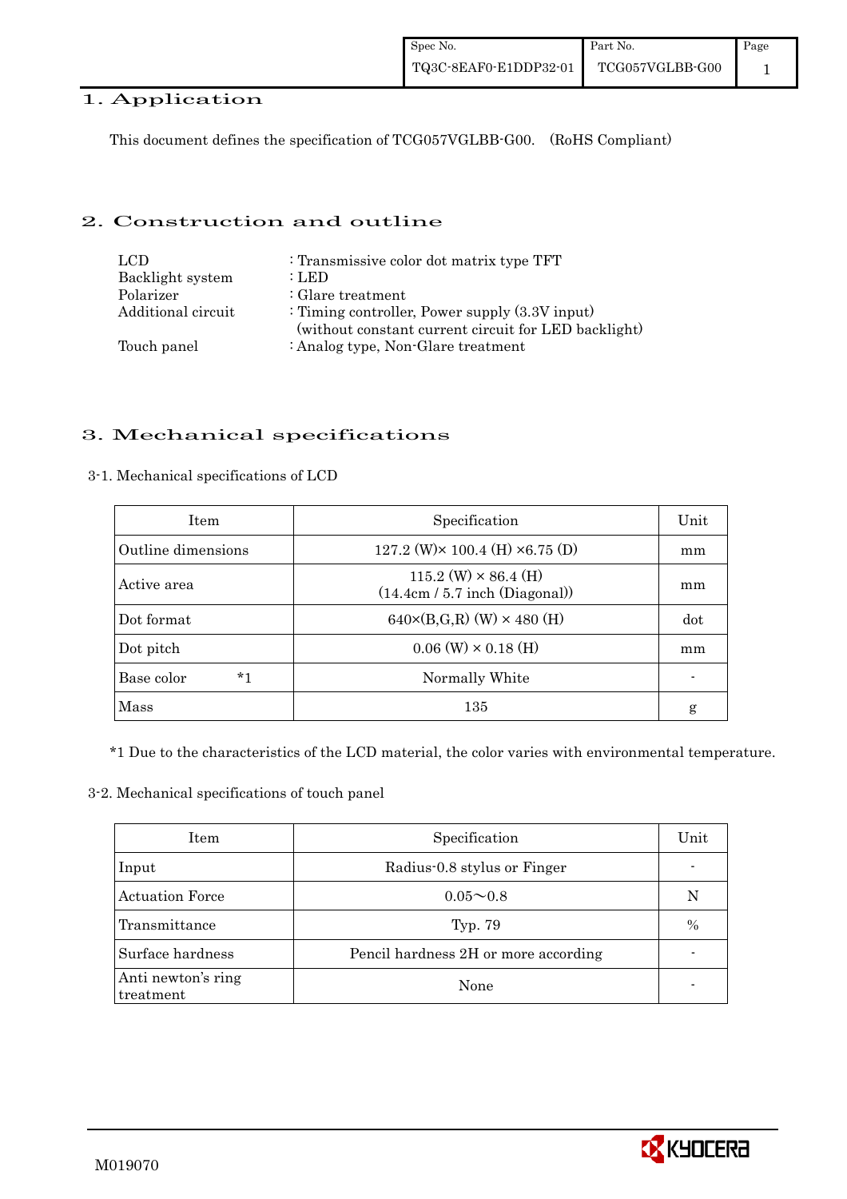# 1. Application

This document defines the specification of TCG057VGLBB-G00. (RoHS Compliant)

# 2. Construction and outline

| | |
|---|---|
| LCD | : Transmissive color dot matrix type TFT |
| Backlight system | : LED |
| Polarizer | : Glare treatment |
| Additional circuit | : Timing controller, Power supply (3.3V input) (without constant current circuit for LED backlight) |
| Touch panel | : Analog type, Non-Glare treatment |

# 3. Mechanical specifications

## 3-1. Mechanical specifications of LCD

| Item | Specification | Unit |
|---|---|---|
| Outline dimensions | 127.2 (W)× 100.4 (H) ×6.75 (D) | mm |
| Active area | 115.2 (W) × 86.4 (H) (14.4cm / 5.7 inch (Diagonal)) | mm |
| Dot format | 640×(B,G,R) (W) × 480 (H) | dot |
| Dot pitch | 0.06 (W) × 0.18 (H) | mm |
| Base color *1 | Normally White | - |
| Mass | 135 | g |

*1 Due to the characteristics of the LCD material, the color varies with environmental temperature.

## 3-2. Mechanical specifications of touch panel

| Item | Specification | Unit |
|---|---|---|
| Input | Radius-0.8 stylus or Finger | - |
| Actuation Force | 0.05～0.8 | N |
| Transmittance | Typ. 79 | % |
| Surface hardness | Pencil hardness 2H or more according | - |
| Anti newton's ring treatment | None | - |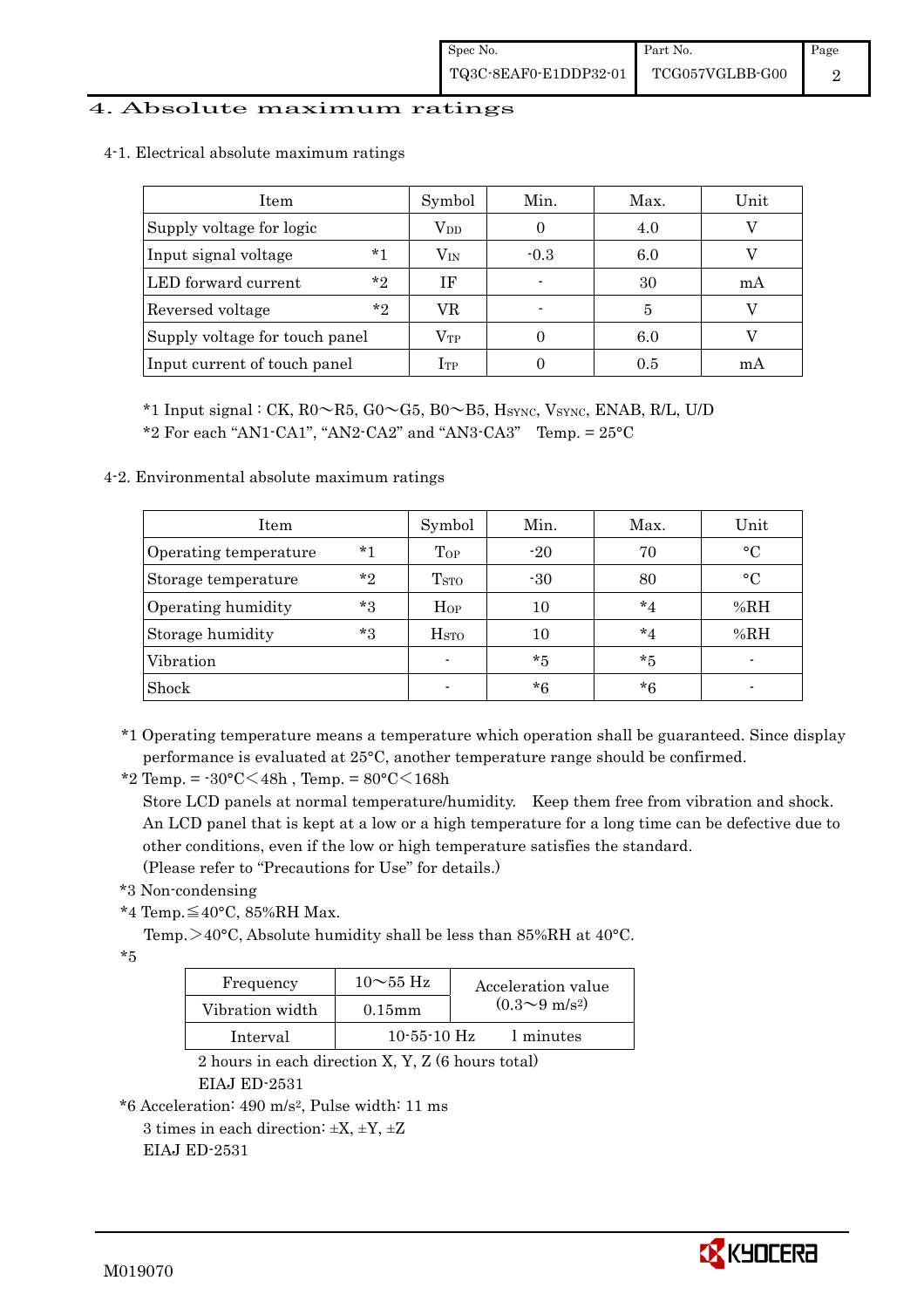# 4. Absolute maximum ratings

## 4-1. Electrical absolute maximum ratings

| Item | Symbol | Min. | Max. | Unit |
|---|---|---|---|---|
| Supply voltage for logic | $V_{DD}$ | 0 | 4.0 | V |
| Input signal voltage *1 | $V_{IN}$ | -0.3 | 6.0 | V |
| LED forward current *2 | IF | - | 30 | mA |
| Reversed voltage *2 | VR | - | 5 | V |
| Supply voltage for touch panel | $V_{TP}$ | 0 | 6.0 | V |
| Input current of touch panel | $I_{TP}$ | 0 | 0.5 | mA |

*1 Input signal : CK, R0～R5, G0～G5, B0～B5, $H_{SYNC}$, $V_{SYNC}$, ENAB, R/L, U/D

*2 For each "AN1-CA1", "AN2-CA2" and "AN3-CA3"　Temp. = 25°C

## 4-2. Environmental absolute maximum ratings

| Item | Symbol | Min. | Max. | Unit |
|---|---|---|---|---|
| Operating temperature *1 | $T_{OP}$ | -20 | 70 | °C |
| Storage temperature *2 | $T_{STO}$ | -30 | 80 | °C |
| Operating humidity *3 | $H_{OP}$ | 10 | *4 | %RH |
| Storage humidity *3 | $H_{STO}$ | 10 | *4 | %RH |
| Vibration | - | *5 | *5 | - |
| Shock | - | *6 | *6 | - |

*1 Operating temperature means a temperature which operation shall be guaranteed. Since display performance is evaluated at 25°C, another temperature range should be confirmed.

*2 Temp. = -30°C＜48h , Temp. = 80°C＜168h

Store LCD panels at normal temperature/humidity.　Keep them free from vibration and shock. An LCD panel that is kept at a low or a high temperature for a long time can be defective due to other conditions, even if the low or high temperature satisfies the standard.
(Please refer to "Precautions for Use" for details.)

*3 Non-condensing

*4 Temp.≦40°C, 85%RH Max.

Temp.＞40°C, Absolute humidity shall be less than 85%RH at 40°C.

*5

| Frequency | 10～55 Hz | Acceleration value ($0.3～9\ m/s^2$) |
|---|---|---|
| Vibration width | 0.15mm | |
| Interval | 10-55-10 Hz | 1 minutes |

2 hours in each direction X, Y, Z (6 hours total)
EIAJ ED-2531

*6 Acceleration: 490 $m/s^2$, Pulse width: 11 ms
3 times in each direction: ±X, ±Y, ±Z
EIAJ ED-2531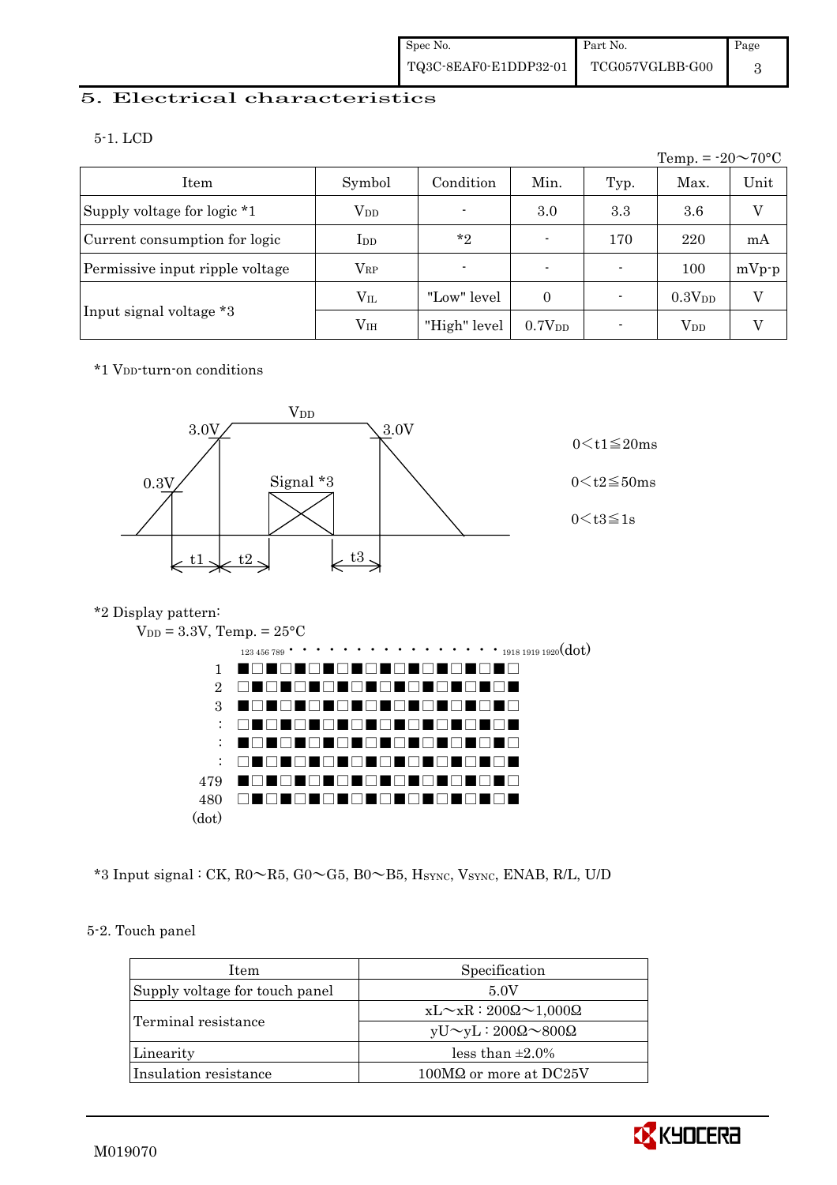## 5. Electrical characteristics

### 5-1. LCD

Temp. = -20～70°C

| Item | Symbol | Condition | Min. | Typ. | Max. | Unit |
|---|---|---|---|---|---|---|
| Supply voltage for logic *1 | $V_{DD}$ | - | 3.0 | 3.3 | 3.6 | V |
| Current consumption for logic | $I_{DD}$ | *2 | - | 170 | 220 | mA |
| Permissive input ripple voltage | $V_{RP}$ | - | - | - | 100 | mVp-p |
| Input signal voltage *3 | $V_{IL}$ | "Low" level | 0 | - | $0.3V_{DD}$ | V |
| | $V_{IH}$ | "High" level | $0.7V_{DD}$ | - | $V_{DD}$ | V |

*1 $V_{DD}$-turn-on conditions

$V_{DD}$ rises from 0.3V to 3.0V, then Signal *3 is applied, then $V_{DD}$ falls from 3.0V.

$0 < t1 \leqq 20ms$

$0 < t2 \leqq 50ms$

$0 < t3 \leqq 1s$

*2 Display pattern:

$V_{DD}$ = 3.3V, Temp. = 25°C

Pattern of alternating black and white dots (checkerboard), dots 1 to 1920 horizontally, lines 1 to 480 vertically.

*3 Input signal : CK, R0～R5, G0～G5, B0～B5, $H_{SYNC}$, $V_{SYNC}$, ENAB, R/L, U/D

### 5-2. Touch panel

| Item | Specification |
|---|---|
| Supply voltage for touch panel | 5.0V |
| Terminal resistance | xL～xR : 200Ω～1,000Ω |
| | yU～yL : 200Ω～800Ω |
| Linearity | less than ±2.0% |
| Insulation resistance | 100MΩ or more at DC25V |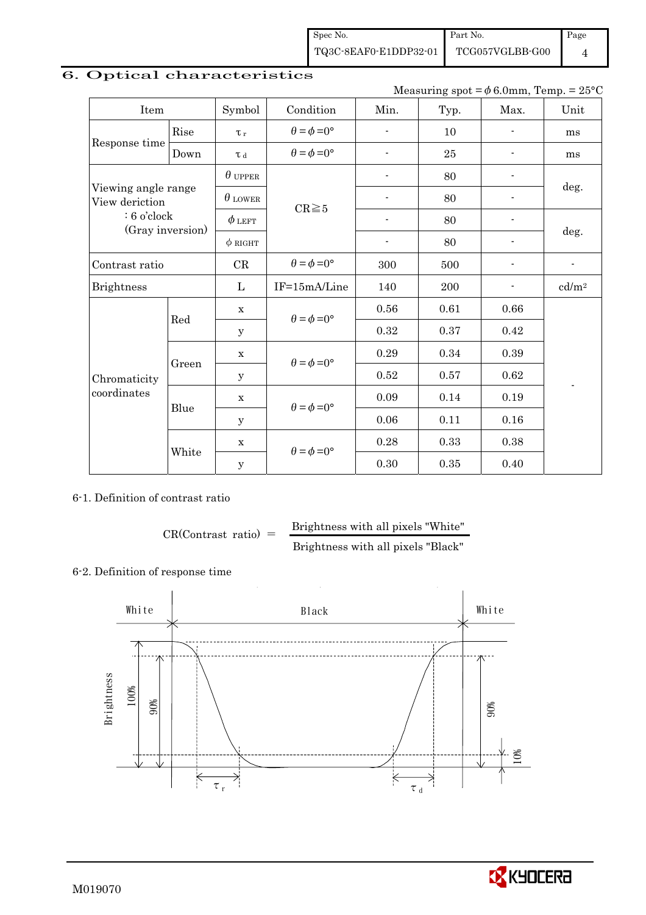## 6. Optical characteristics

Measuring spot = $\phi$ 6.0mm, Temp. = 25°C

| Item | | Symbol | Condition | Min. | Typ. | Max. | Unit |
|---|---|---|---|---|---|---|---|
| Response time | Rise | $\tau_r$ | $\theta=\phi=0°$ | - | 10 | - | ms |
| | Down | $\tau_d$ | $\theta=\phi=0°$ | - | 25 | - | ms |
| Viewing angle range View deriction : 6 o'clock (Gray inversion) | | $\theta$ UPPER | CR≧5 | - | 80 | - | deg. |
| | | $\theta$ LOWER | | - | 80 | - | |
| | | $\phi$ LEFT | | - | 80 | - | deg. |
| | | $\phi$ RIGHT | | - | 80 | - | |
| Contrast ratio | | CR | $\theta=\phi=0°$ | 300 | 500 | - | - |
| Brightness | | L | IF=15mA/Line | 140 | 200 | - | cd/m² |
| Chromaticity coordinates | Red | x | $\theta=\phi=0°$ | 0.56 | 0.61 | 0.66 | - |
| | | y | | 0.32 | 0.37 | 0.42 | |
| | Green | x | $\theta=\phi=0°$ | 0.29 | 0.34 | 0.39 | |
| | | y | | 0.52 | 0.57 | 0.62 | |
| | Blue | x | $\theta=\phi=0°$ | 0.09 | 0.14 | 0.19 | |
| | | y | | 0.06 | 0.11 | 0.16 | |
| | White | x | $\theta=\phi=0°$ | 0.28 | 0.33 | 0.38 | |
| | | y | | 0.30 | 0.35 | 0.40 | |

6-1. Definition of contrast ratio

$$\text{CR(Contrast ratio)} = \frac{\text{Brightness with all pixels "White"}}{\text{Brightness with all pixels "Black"}}$$

6-2. Definition of response time

White — Black — White

Brightness 100% 90% 10%

$\tau_r$ $\tau_d$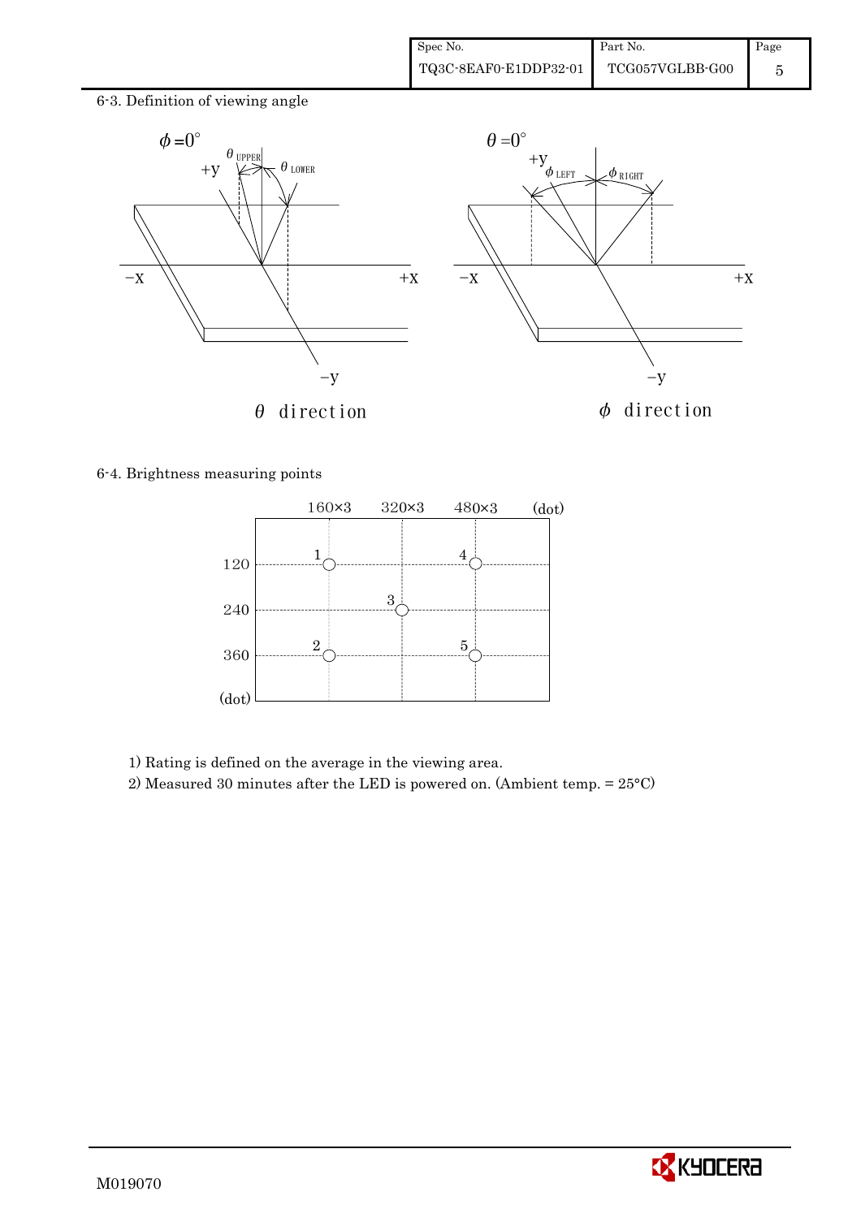6-3. Definition of viewing angle

$\phi = 0°$ — $\theta$ direction ($\theta_{UPPER}$, $\theta_{LOWER}$)

$\theta = 0°$ — $\phi$ direction ($\phi_{LEFT}$, $\phi_{RIGHT}$)

6-4. Brightness measuring points

| (dot) | 160×3 | 320×3 | 480×3 |
|---|---|---|---|
| 120 | 1 | | 4 |
| 240 | | 3 | |
| 360 | 2 | | 5 |

1) Rating is defined on the average in the viewing area.

2) Measured 30 minutes after the LED is powered on. (Ambient temp. = 25°C)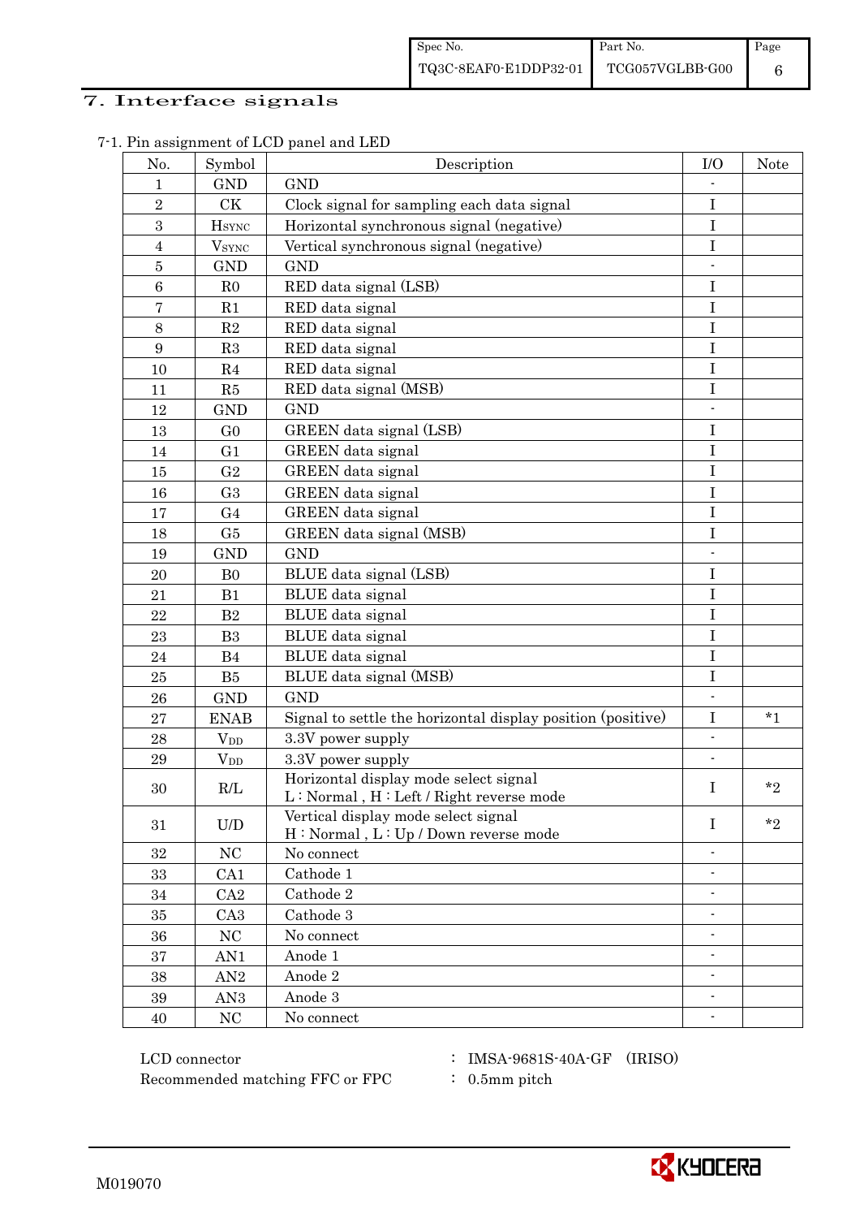## 7. Interface signals

7-1. Pin assignment of LCD panel and LED

| No. | Symbol | Description | I/O | Note |
|---|---|---|---|---|
| 1 | GND | GND | - | |
| 2 | CK | Clock signal for sampling each data signal | I | |
| 3 | $H_{SYNC}$ | Horizontal synchronous signal (negative) | I | |
| 4 | $V_{SYNC}$ | Vertical synchronous signal (negative) | I | |
| 5 | GND | GND | - | |
| 6 | R0 | RED data signal (LSB) | I | |
| 7 | R1 | RED data signal | I | |
| 8 | R2 | RED data signal | I | |
| 9 | R3 | RED data signal | I | |
| 10 | R4 | RED data signal | I | |
| 11 | R5 | RED data signal (MSB) | I | |
| 12 | GND | GND | - | |
| 13 | G0 | GREEN data signal (LSB) | I | |
| 14 | G1 | GREEN data signal | I | |
| 15 | G2 | GREEN data signal | I | |
| 16 | G3 | GREEN data signal | I | |
| 17 | G4 | GREEN data signal | I | |
| 18 | G5 | GREEN data signal (MSB) | I | |
| 19 | GND | GND | - | |
| 20 | B0 | BLUE data signal (LSB) | I | |
| 21 | B1 | BLUE data signal | I | |
| 22 | B2 | BLUE data signal | I | |
| 23 | B3 | BLUE data signal | I | |
| 24 | B4 | BLUE data signal | I | |
| 25 | B5 | BLUE data signal (MSB) | I | |
| 26 | GND | GND | - | |
| 27 | ENAB | Signal to settle the horizontal display position (positive) | I | *1 |
| 28 | $V_{DD}$ | 3.3V power supply | - | |
| 29 | $V_{DD}$ | 3.3V power supply | - | |
| 30 | R/L | Horizontal display mode select signal<br>L : Normal , H : Left / Right reverse mode | I | *2 |
| 31 | U/D | Vertical display mode select signal<br>H : Normal , L : Up / Down reverse mode | I | *2 |
| 32 | NC | No connect | - | |
| 33 | CA1 | Cathode 1 | - | |
| 34 | CA2 | Cathode 2 | - | |
| 35 | CA3 | Cathode 3 | - | |
| 36 | NC | No connect | - | |
| 37 | AN1 | Anode 1 | - | |
| 38 | AN2 | Anode 2 | - | |
| 39 | AN3 | Anode 3 | - | |
| 40 | NC | No connect | - | |

LCD connector : IMSA-9681S-40A-GF (IRISO)

Recommended matching FFC or FPC : 0.5mm pitch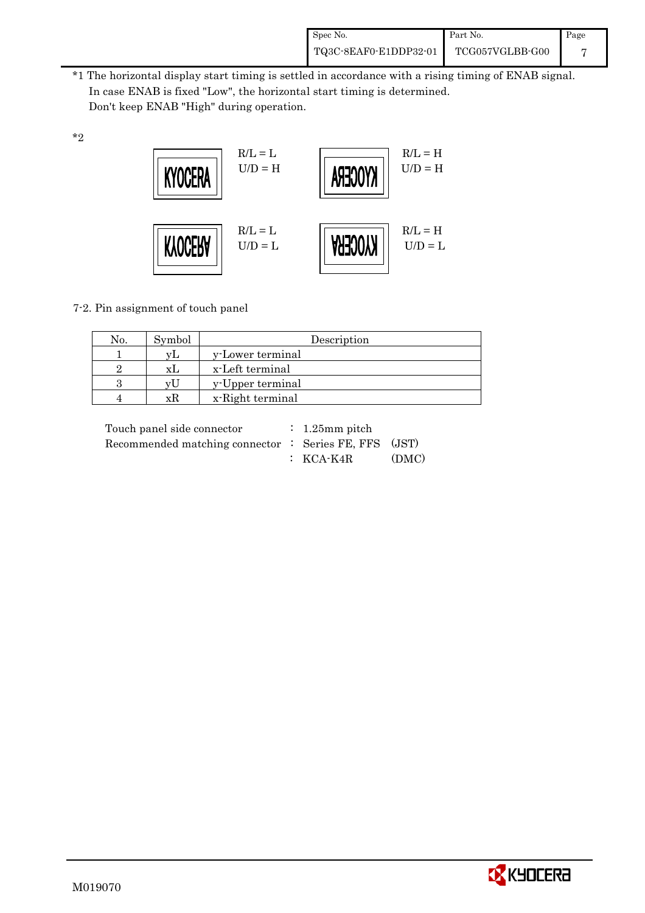*1 The horizontal display start timing is settled in accordance with a rising timing of ENAB signal.
In case ENAB is fixed "Low", the horizontal start timing is determined.
Don't keep ENAB "High" during operation.

*2

KYOCERA — R/L = L, U/D = H

KYOCERA (mirrored horizontally) — R/L = H, U/D = H

KYOCERA (flipped vertically) — R/L = L, U/D = L

KYOCERA (rotated 180°) — R/L = H, U/D = L

7-2. Pin assignment of touch panel

| No. | Symbol | Description |
|---|---|---|
| 1 | yL | y-Lower terminal |
| 2 | xL | x-Left terminal |
| 3 | yU | y-Upper terminal |
| 4 | xR | x-Right terminal |

Touch panel side connector : 1.25mm pitch
Recommended matching connector : Series FE, FFS (JST)
: KCA-K4R (DMC)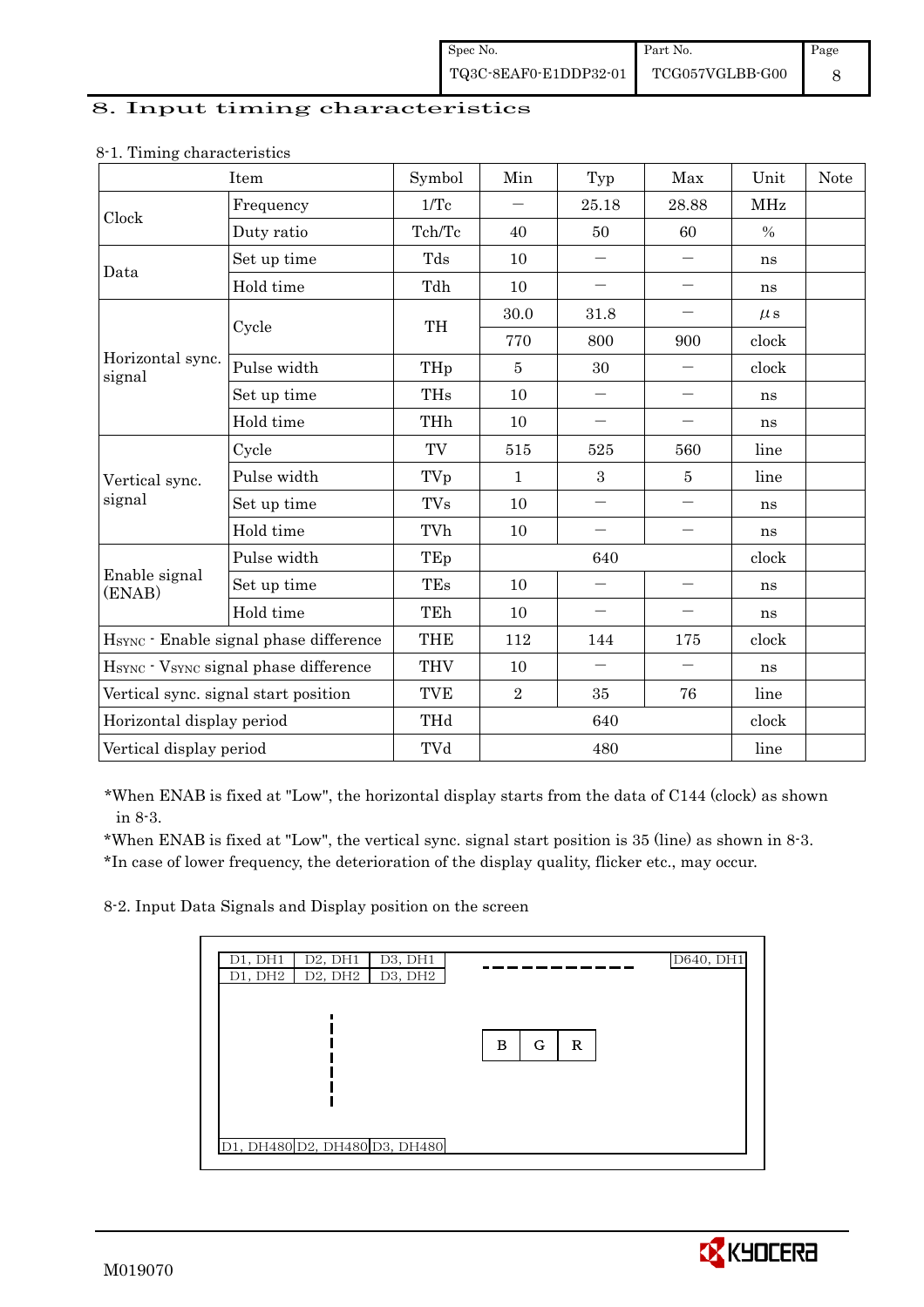# 8. Input timing characteristics

8-1. Timing characteristics

| Item | | Symbol | Min | Typ | Max | Unit | Note |
|---|---|---|---|---|---|---|---|
| Clock | Frequency | 1/Tc | — | 25.18 | 28.88 | MHz | |
| | Duty ratio | Tch/Tc | 40 | 50 | 60 | % | |
| Data | Set up time | Tds | 10 | — | — | ns | |
| | Hold time | Tdh | 10 | — | — | ns | |
| Horizontal sync. signal | Cycle | TH | 30.0 | 31.8 | — | μs | |
| | | | 770 | 800 | 900 | clock | |
| | Pulse width | THp | 5 | 30 | — | clock | |
| | Set up time | THs | 10 | — | — | ns | |
| | Hold time | THh | 10 | — | — | ns | |
| Vertical sync. signal | Cycle | TV | 515 | 525 | 560 | line | |
| | Pulse width | TVp | 1 | 3 | 5 | line | |
| | Set up time | TVs | 10 | — | — | ns | |
| | Hold time | TVh | 10 | — | — | ns | |
| Enable signal (ENAB) | Pulse width | TEp | | 640 | | clock | |
| | Set up time | TEs | 10 | — | — | ns | |
| | Hold time | TEh | 10 | — | — | ns | |
| $H_{SYNC}$ - Enable signal phase difference | | THE | 112 | 144 | 175 | clock | |
| $H_{SYNC}$ - $V_{SYNC}$ signal phase difference | | THV | 10 | — | — | ns | |
| Vertical sync. signal start position | | TVE | 2 | 35 | 76 | line | |
| Horizontal display period | | THd | | 640 | | clock | |
| Vertical display period | | TVd | | 480 | | line | |

*When ENAB is fixed at "Low", the horizontal display starts from the data of C144 (clock) as shown in 8-3.

*When ENAB is fixed at "Low", the vertical sync. signal start position is 35 (line) as shown in 8-3.

*In case of lower frequency, the deterioration of the display quality, flicker etc., may occur.

8-2. Input Data Signals and Display position on the screen

| D1, DH1 | D2, DH1 | D3, DH1 | ---------- | D640, DH1 |
|---|---|---|---|---|
| D1, DH2 | D2, DH2 | D3, DH2 | | |
| | ⋮ | | B G R | |
| D1, DH480 | D2, DH480 | D3, DH480 | | |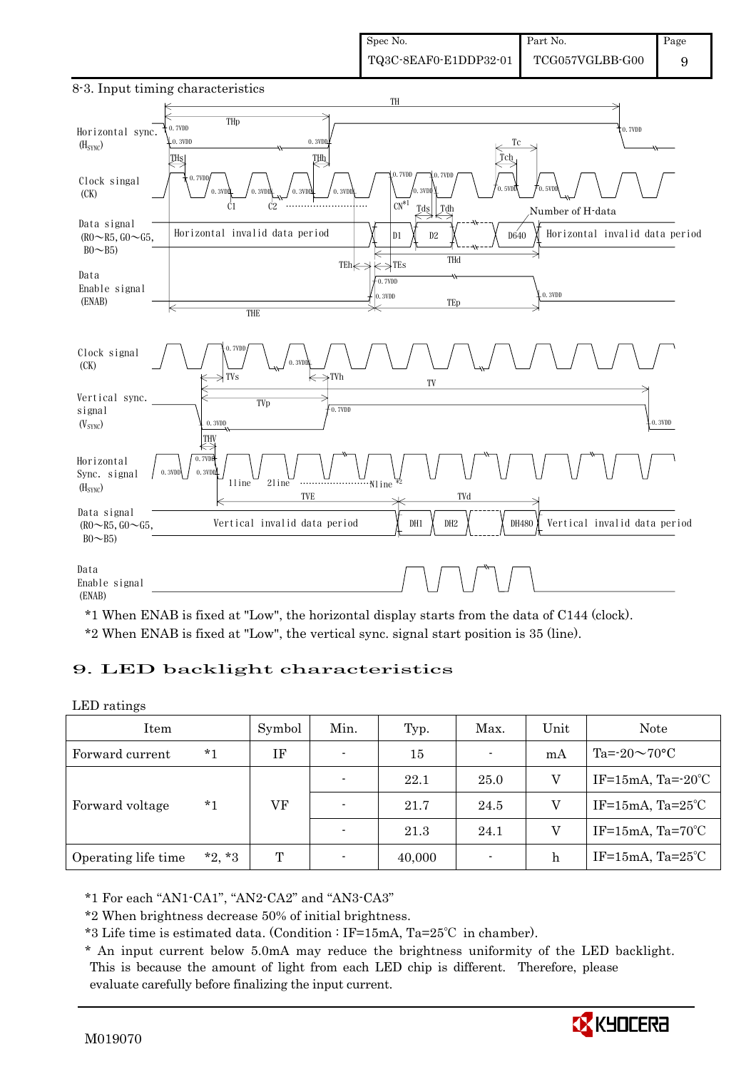## 8-3. Input timing characteristics

*1 When ENAB is fixed at "Low", the horizontal display starts from the data of C144 (clock).

*2 When ENAB is fixed at "Low", the vertical sync. signal start position is 35 (line).

# 9. LED backlight characteristics

LED ratings

| Item | | Symbol | Min. | Typ. | Max. | Unit | Note |
|---|---|---|---|---|---|---|---|
| Forward current | *1 | IF | - | 15 | - | mA | Ta=-20～70°C |
| Forward voltage | *1 | VF | - | 22.1 | 25.0 | V | IF=15mA, Ta=-20℃ |
| | | | - | 21.7 | 24.5 | V | IF=15mA, Ta=25℃ |
| | | | - | 21.3 | 24.1 | V | IF=15mA, Ta=70℃ |
| Operating life time | *2, *3 | T | - | 40,000 | - | h | IF=15mA, Ta=25℃ |

*1 For each "AN1-CA1", "AN2-CA2" and "AN3-CA3"

*2 When brightness decrease 50% of initial brightness.

*3 Life time is estimated data. (Condition : IF=15mA, Ta=25℃ in chamber).

* An input current below 5.0mA may reduce the brightness uniformity of the LED backlight. This is because the amount of light from each LED chip is different. Therefore, please evaluate carefully before finalizing the input current.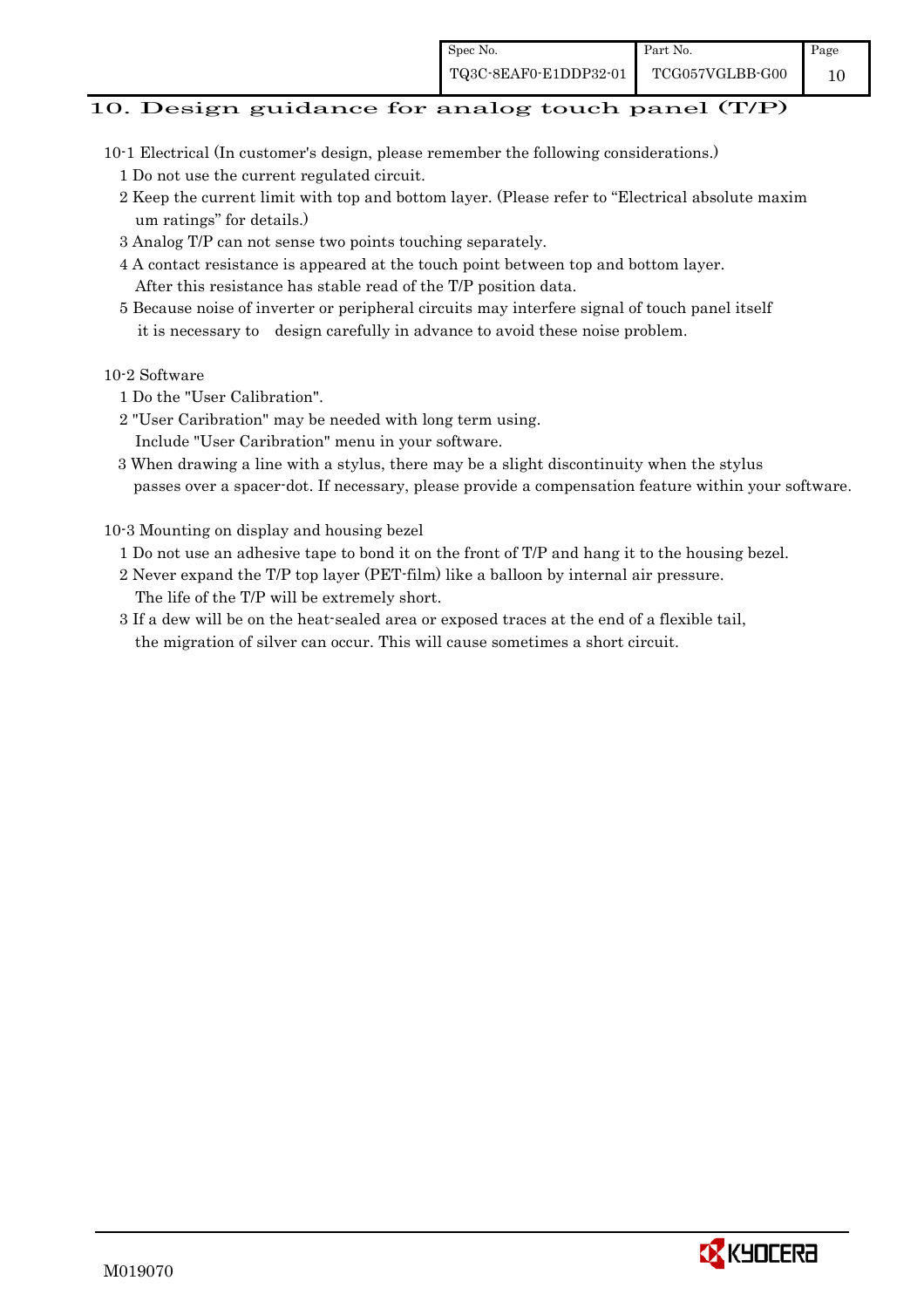## 10. Design guidance for analog touch panel (T/P)

10-1 Electrical (In customer's design, please remember the following considerations.)

1 Do not use the current regulated circuit.

2 Keep the current limit with top and bottom layer. (Please refer to "Electrical absolute maxim um ratings" for details.)

3 Analog T/P can not sense two points touching separately.

4 A contact resistance is appeared at the touch point between top and bottom layer. After this resistance has stable read of the T/P position data.

5 Because noise of inverter or peripheral circuits may interfere signal of touch panel itself it is necessary to design carefully in advance to avoid these noise problem.

10-2 Software

1 Do the "User Calibration".

2 "User Caribration" may be needed with long term using. Include "User Caribration" menu in your software.

3 When drawing a line with a stylus, there may be a slight discontinuity when the stylus passes over a spacer-dot. If necessary, please provide a compensation feature within your software.

10-3 Mounting on display and housing bezel

1 Do not use an adhesive tape to bond it on the front of T/P and hang it to the housing bezel.

2 Never expand the T/P top layer (PET-film) like a balloon by internal air pressure. The life of the T/P will be extremely short.

3 If a dew will be on the heat-sealed area or exposed traces at the end of a flexible tail, the migration of silver can occur. This will cause sometimes a short circuit.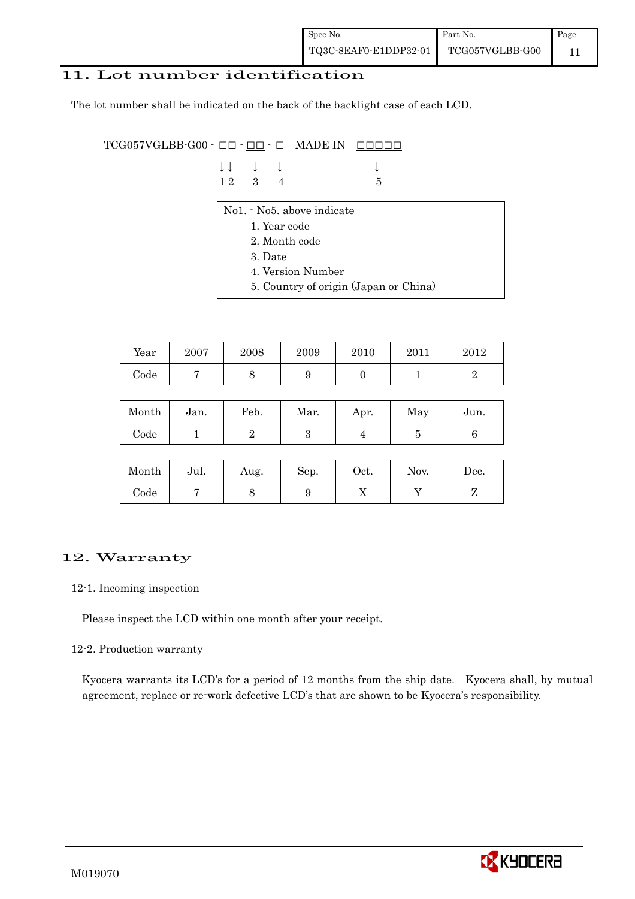## 11. Lot number identification

The lot number shall be indicated on the back of the backlight case of each LCD.

```
TCG057VGLBB-G00 - □□ - □□ - □   MADE IN  □□□□□
                  ↓↓   ↓   ↓              ↓
                  1 2  3   4              5
```

No1. - No5. above indicate

1. Year code
2. Month code
3. Date
4. Version Number
5. Country of origin (Japan or China)

| Year | 2007 | 2008 | 2009 | 2010 | 2011 | 2012 |
|---|---|---|---|---|---|---|
| Code | 7 | 8 | 9 | 0 | 1 | 2 |

| Month | Jan. | Feb. | Mar. | Apr. | May | Jun. |
|---|---|---|---|---|---|---|
| Code | 1 | 2 | 3 | 4 | 5 | 6 |

| Month | Jul. | Aug. | Sep. | Oct. | Nov. | Dec. |
|---|---|---|---|---|---|---|
| Code | 7 | 8 | 9 | X | Y | Z |

## 12. Warranty

### 12-1. Incoming inspection

Please inspect the LCD within one month after your receipt.

### 12-2. Production warranty

Kyocera warrants its LCD's for a period of 12 months from the ship date. Kyocera shall, by mutual agreement, replace or re-work defective LCD's that are shown to be Kyocera's responsibility.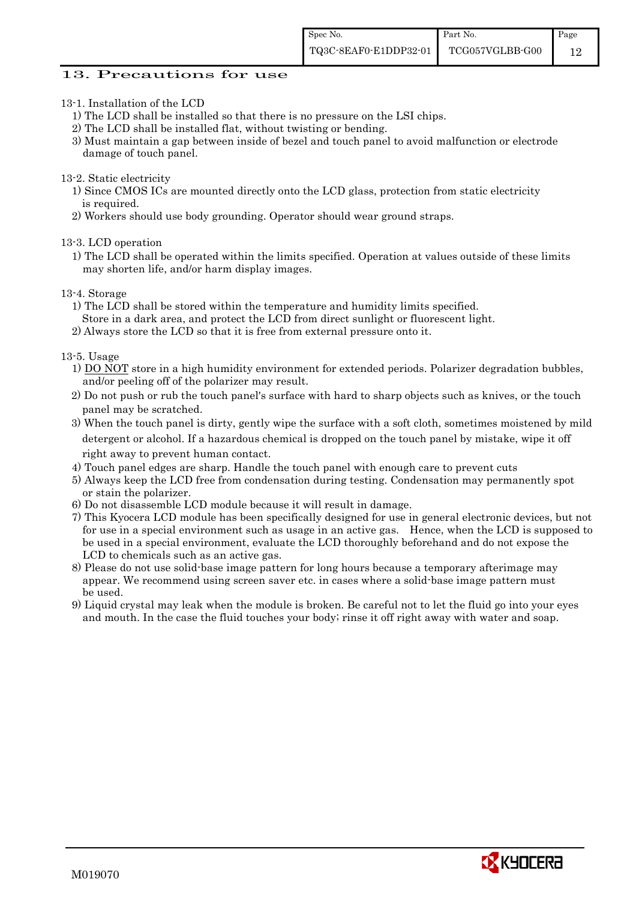## 13. Precautions for use

13-1. Installation of the LCD

1) The LCD shall be installed so that there is no pressure on the LSI chips.
2) The LCD shall be installed flat, without twisting or bending.
3) Must maintain a gap between inside of bezel and touch panel to avoid malfunction or electrode damage of touch panel.

13-2. Static electricity

1) Since CMOS ICs are mounted directly onto the LCD glass, protection from static electricity is required.
2) Workers should use body grounding. Operator should wear ground straps.

13-3. LCD operation

1) The LCD shall be operated within the limits specified. Operation at values outside of these limits may shorten life, and/or harm display images.

13-4. Storage

1) The LCD shall be stored within the temperature and humidity limits specified. Store in a dark area, and protect the LCD from direct sunlight or fluorescent light.
2) Always store the LCD so that it is free from external pressure onto it.

13-5. Usage

1) <u>DO NOT</u> store in a high humidity environment for extended periods. Polarizer degradation bubbles, and/or peeling off of the polarizer may result.
2) Do not push or rub the touch panel's surface with hard to sharp objects such as knives, or the touch panel may be scratched.
3) When the touch panel is dirty, gently wipe the surface with a soft cloth, sometimes moistened by mild detergent or alcohol. If a hazardous chemical is dropped on the touch panel by mistake, wipe it off right away to prevent human contact.
4) Touch panel edges are sharp. Handle the touch panel with enough care to prevent cuts
5) Always keep the LCD free from condensation during testing. Condensation may permanently spot or stain the polarizer.
6) Do not disassemble LCD module because it will result in damage.
7) This Kyocera LCD module has been specifically designed for use in general electronic devices, but not for use in a special environment such as usage in an active gas. Hence, when the LCD is supposed to be used in a special environment, evaluate the LCD thoroughly beforehand and do not expose the LCD to chemicals such as an active gas.
8) Please do not use solid-base image pattern for long hours because a temporary afterimage may appear. We recommend using screen saver etc. in cases where a solid-base image pattern must be used.
9) Liquid crystal may leak when the module is broken. Be careful not to let the fluid go into your eyes and mouth. In the case the fluid touches your body; rinse it off right away with water and soap.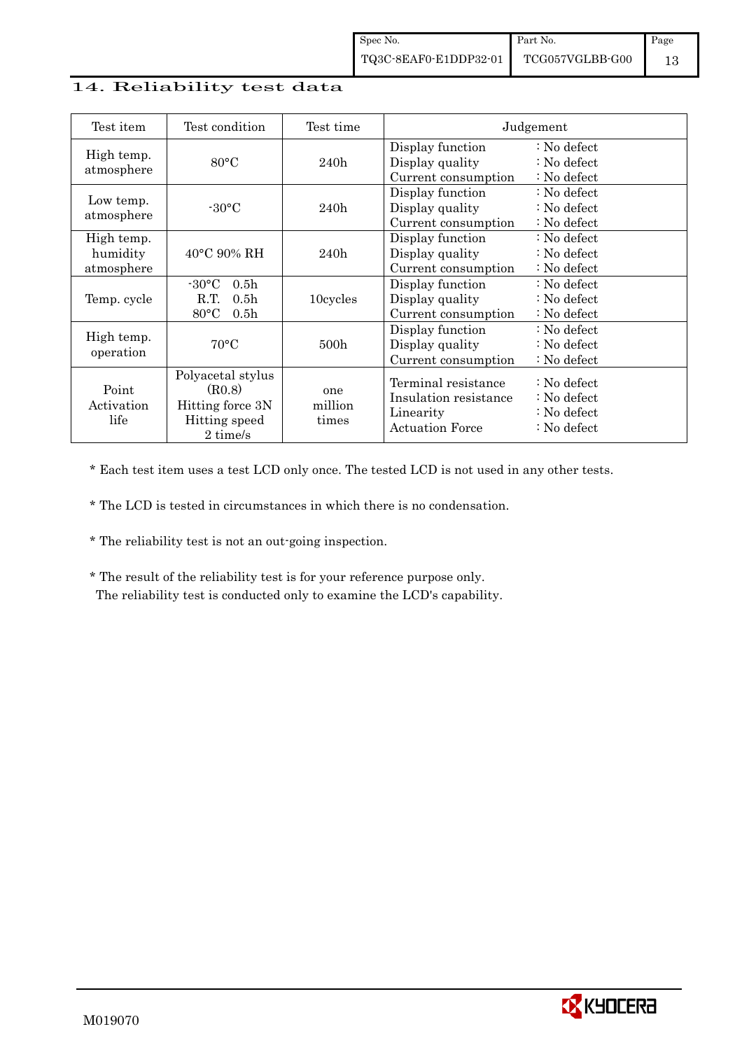## 14. Reliability test data

| Test item | Test condition | Test time | Judgement |
|---|---|---|---|
| High temp. atmosphere | 80°C | 240h | Display function : No defect<br>Display quality : No defect<br>Current consumption : No defect |
| Low temp. atmosphere | -30°C | 240h | Display function : No defect<br>Display quality : No defect<br>Current consumption : No defect |
| High temp. humidity atmosphere | 40°C 90% RH | 240h | Display function : No defect<br>Display quality : No defect<br>Current consumption : No defect |
| Temp. cycle | -30°C 0.5h<br>R.T. 0.5h<br>80°C 0.5h | 10cycles | Display function : No defect<br>Display quality : No defect<br>Current consumption : No defect |
| High temp. operation | 70°C | 500h | Display function : No defect<br>Display quality : No defect<br>Current consumption : No defect |
| Point Activation life | Polyacetal stylus (R0.8)<br>Hitting force 3N<br>Hitting speed 2 time/s | one million times | Terminal resistance : No defect<br>Insulation resistance : No defect<br>Linearity : No defect<br>Actuation Force : No defect |

* Each test item uses a test LCD only once. The tested LCD is not used in any other tests.

* The LCD is tested in circumstances in which there is no condensation.

* The reliability test is not an out-going inspection.

* The result of the reliability test is for your reference purpose only.
  The reliability test is conducted only to examine the LCD's capability.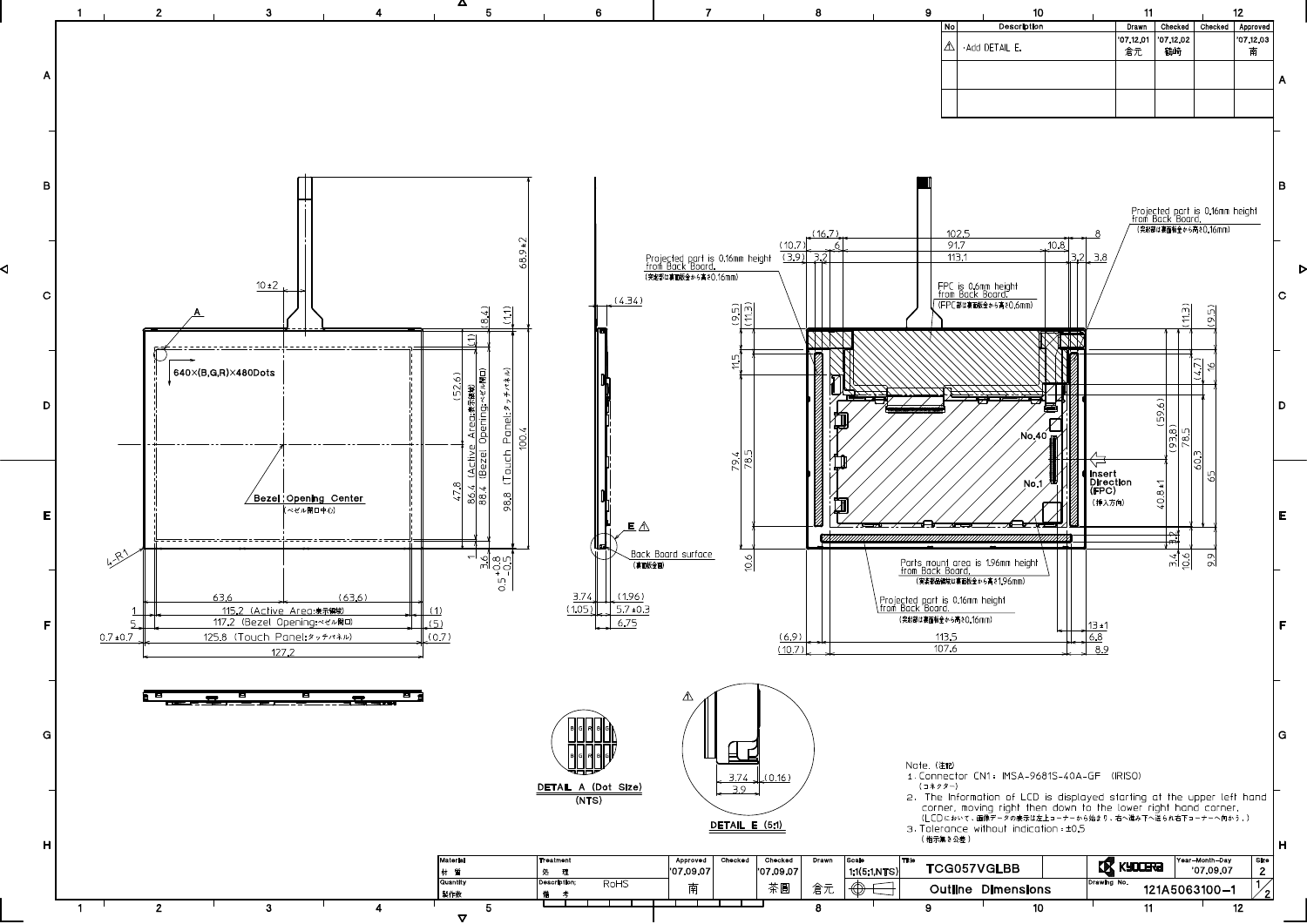| No | Description | Drawn | Checked | Checked | Approved |
|---|---|---|---|---|---|
| ⚠ | ・Add DETAIL E. | '07.12.01 倉元 | '07.12.02 鶴崎 | | '07.12.03 南 |
| | | | | | |
| | | | | | |

640×(B,G,R)×480Dots

Bezel Opening Center (ベゼル開口中心)

86.4 (Active Area:表示領域)

88.4 (Bezel Opening:ベゼル開口)

98.8 (Touch Panel:タッチパネル)

115.2 (Active Area:表示領域)

117.2 (Bezel Opening:ベゼル開口)

125.8 (Touch Panel:タッチパネル)

127.2

Back Board surface (裏面板金面)

Projected part is 0.16mm height from Back Board. (突起部は裏面板金から高さ0.16mm)

FPC is 0.6mm height from Back Board. (FPC部は裏面板金から高さ0.6mm)

Insert Direction (FPC) (挿入方向)

Parts mount area is 1.96mm height from Back Board. (実装部品領域は裏面板金から高さ1.96mm)

DETAIL A (Dot Size) (NTS)

DETAIL E (5:1)

Note. (注記)

1. Connector CN1: IMSA-9681S-40A-GF (IRISO) (コネクター)
2. The Information of LCD is displayed starting at the upper left hand corner, moving right then down to the lower right hand corner. (LCDにおいて、画像データの表示は左上コーナーから始まり、右へ進み下へ送られ右下コーナーへ向かう。)
3. Tolerance without indication: ±0.5 (指示無き公差)

| Material 材質 | Treatment 処理 | Approved '07.09.07 南 | Checked | Checked '07.09.07 茶園 | Drawn 倉元 | Scale 1:1(5:1,NTS) | Title TCG057VGLBB | KYOCERA | Year-Month-Day '07.09.07 | Size 2 |
|---|---|---|---|---|---|---|---|---|---|---|
| Quantity 製作数 | Description; 備考 RoHS | | | | | | Outline Dimensions | Drawing No. 121A5063100-1 | | 1/2 |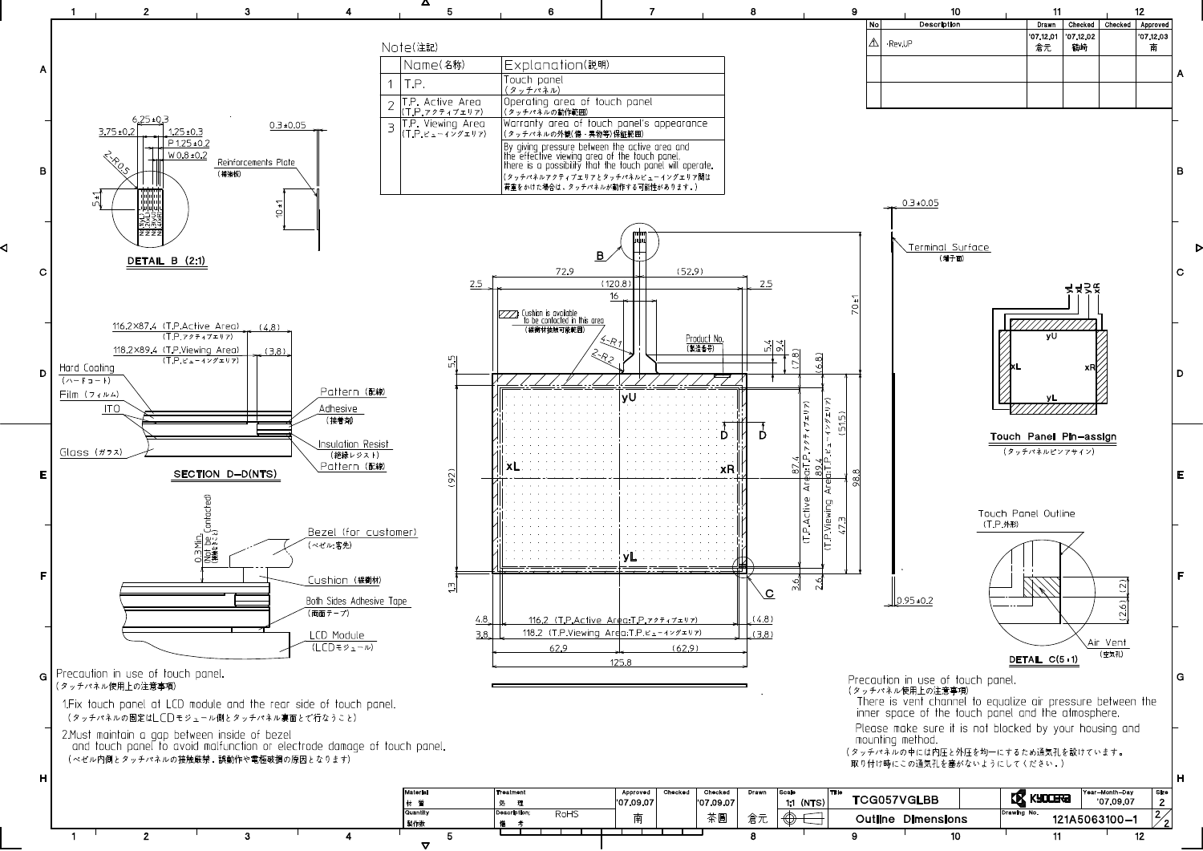## Note(注記)

| | Name(名称) | Explanation(説明) |
|---|---|---|
| 1 | T.P. | Touch panel (タッチパネル) |
| 2 | T.P. Active Area (T.P.アクティブエリア) | Operating area of touch panel (タッチパネルの動作範囲) |
| 3 | T.P. Viewing Area (T.P.ビューイングエリア) | Warranty area of touch panel's appearance (タッチパネルの外観(傷・異物等)保証範囲) |
| | | By giving pressure between the active area and the effective viewing area of the touch panel, there is a possibility that the touch panel will operate. (タッチパネルアクティブエリアとタッチパネルビューイングエリア間は荷重をかけた場合は、タッチパネルが動作する可能性があります。) |

| No | Description | Drawn | Checked | Checked | Approved |
|---|---|---|---|---|---|
| ⚠ | ・Rev.UP | '07.12.01 倉元 | '07.12.02 鶴崎 | | '07.12.03 南 |

DETAIL B (2:1)

SECTION D-D(NTS)

Touch Panel Pin-assign (タッチパネルピンアサイン)

DETAIL C(5:1)

Precaution in use of touch panel.
(タッチパネル使用上の注意事項)

1. Fix touch panel at LCD module and the rear side of touch panel.
(タッチパネルの固定はLCDモジュール側とタッチパネル裏面で行なうこと)

2. Must maintain a gap between inside of bezel and touch panel to avoid malfunction or electrode damage of touch panel.
(ベゼル内側とタッチパネルの接触厳禁。誤動作や電極破損の原因となります)

Precaution in use of touch panel.
(タッチパネル使用上の注意事項)

There is vent channel to equalize air pressure between the inner space of the touch panel and the atmosphere.

Please make sure it is not blocked by your housing and mounting method.

(タッチパネルの中には内圧と外圧を均一にするため通気孔を設けています。取り付け時にこの通気孔を塞がないようにしてください。)

| Material 材質 | Treatment 処理 | Approved | Checked | Checked | Drawn | Scale | Title | | Year-Month-Day | Size |
|---|---|---|---|---|---|---|---|---|---|---|
| | | '07.09.07 | | '07.09.07 | | 1:1 (NTS) | TCG057VGLBB | KYOCERA | '07.09.07 | 2 |
| Quantity 製作数 | Description; 備考 RoHS | 南 | | 茶圓 | 倉元 | | Outline Dimensions | Drawing No. 121A5063100-1 | | 2/2 |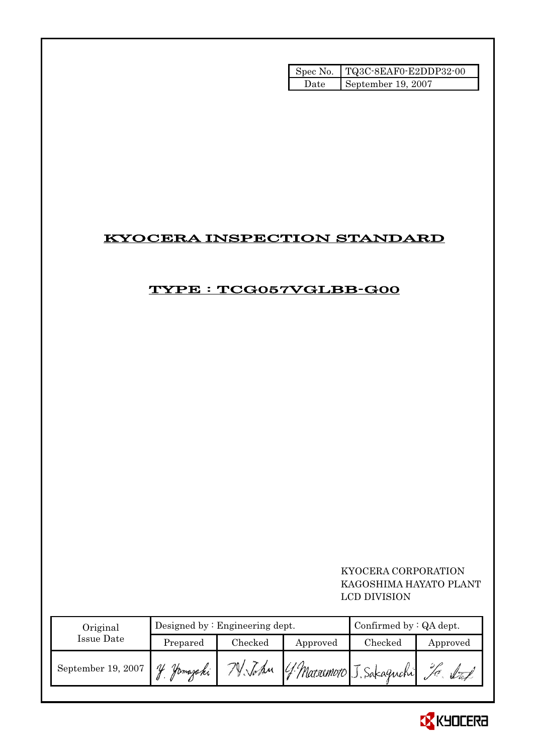| Spec No. | TQ3C-8EAF0-E2DDP32-00 |
| --- | --- |
| Date | September 19, 2007 |

# KYOCERA INSPECTION STANDARD

## TYPE : TCG057VGLBB-G00

KYOCERA CORPORATION
KAGOSHIMA HAYATO PLANT
LCD DIVISION

| Original Issue Date | Designed by : Engineering dept. | | | Confirmed by : QA dept. | |
| --- | --- | --- | --- | --- | --- |
| | Prepared | Checked | Approved | Checked | Approved |
| September 19, 2007 | Y. Yamazaki | N. Tokun | Y. Matsumoto | J. Sakaguchi | |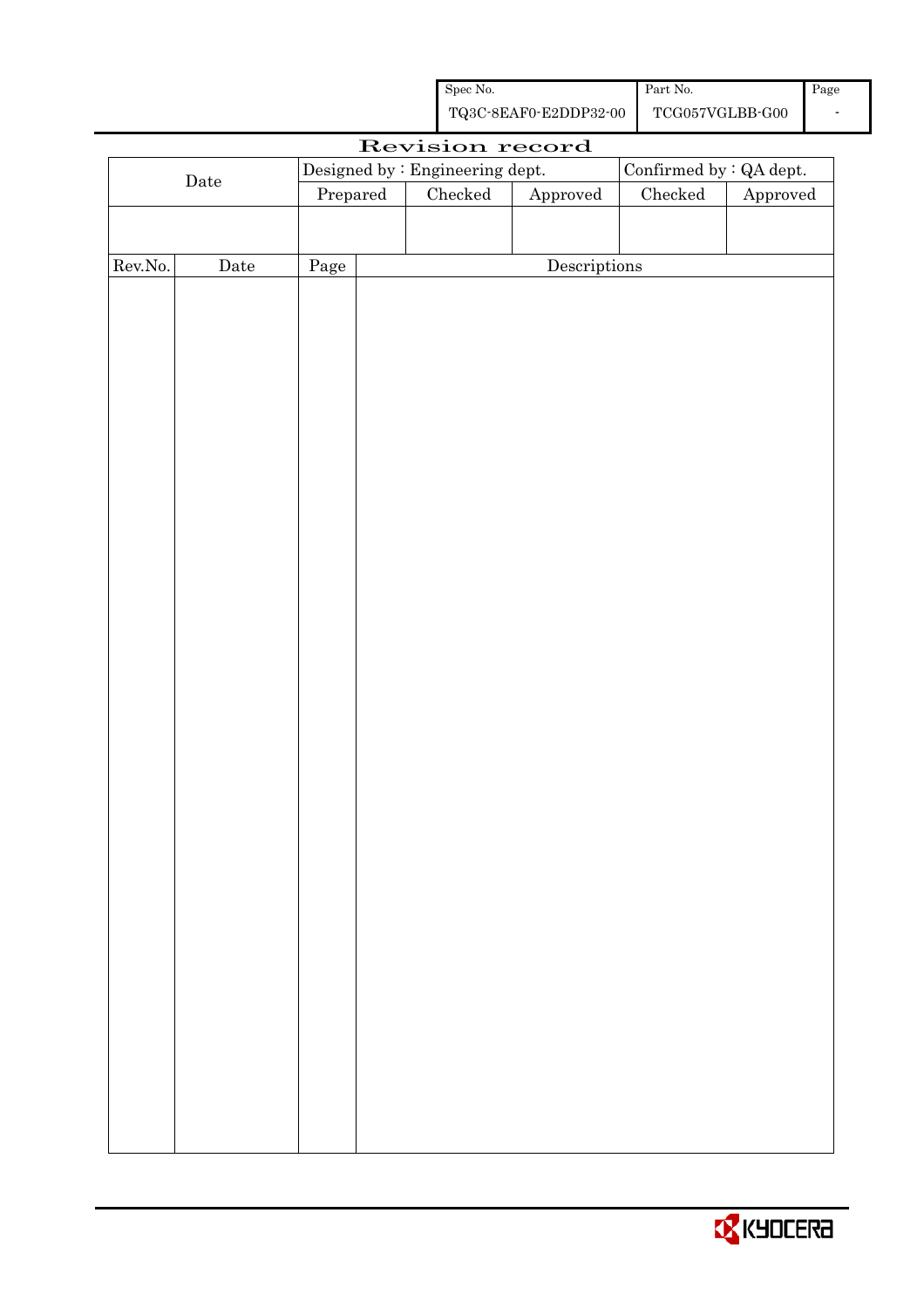| Spec No. | Part No. | Page |
| --- | --- | --- |
| TQ3C-8EAF0-E2DDP32-00 | TCG057VGLBB-G00 | - |

# Revision record

| Date | Designed by : Engineering dept. | | | Confirmed by : QA dept. | |
| --- | --- | --- | --- | --- | --- |
| | Prepared | Checked | Approved | Checked | Approved |
| | | | | | |

| Rev.No. | Date | Page | Descriptions |
| --- | --- | --- | --- |
| | | | |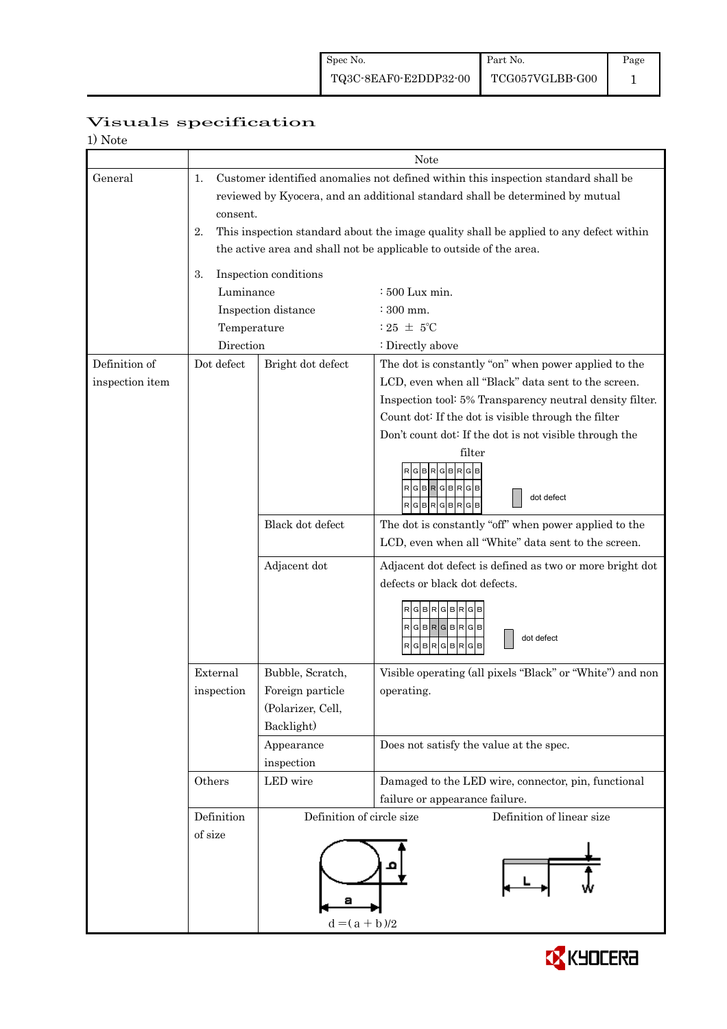# Visuals specification

1) Note

| | | | Note |
|---|---|---|---|
| General | 1. Customer identified anomalies not defined within this inspection standard shall be reviewed by Kyocera, and an additional standard shall be determined by mutual consent.<br>2. This inspection standard about the image quality shall be applied to any defect within the active area and shall not be applicable to outside of the area.<br>3. Inspection conditions<br>Luminance : 500 Lux min.<br>Inspection distance : 300 mm.<br>Temperature : 25 ± 5℃<br>Direction : Directly above | | |
| Definition of inspection item | Dot defect | Bright dot defect | The dot is constantly "on" when power applied to the LCD, even when all "Black" data sent to the screen.<br>Inspection tool: 5% Transparency neutral density filter.<br>Count dot: If the dot is visible through the filter<br>Don't count dot: If the dot is not visible through the filter<br>R G B R G B R G B / R G B R G B R G B / R G B R G B R G B — dot defect |
| | | Black dot defect | The dot is constantly "off" when power applied to the LCD, even when all "White" data sent to the screen. |
| | | Adjacent dot | Adjacent dot defect is defined as two or more bright dot defects or black dot defects.<br>R G B R G B R G B / R G B R G B R G B / R G B R G B R G B — dot defect |
| | External inspection | Bubble, Scratch, Foreign particle (Polarizer, Cell, Backlight) | Visible operating (all pixels "Black" or "White") and non operating. |
| | | Appearance inspection | Does not satisfy the value at the spec. |
| | Others | LED wire | Damaged to the LED wire, connector, pin, functional failure or appearance failure. |
| | Definition of size | Definition of circle size<br>a, b<br>$d = (a + b)/2$ | Definition of linear size<br>L, W |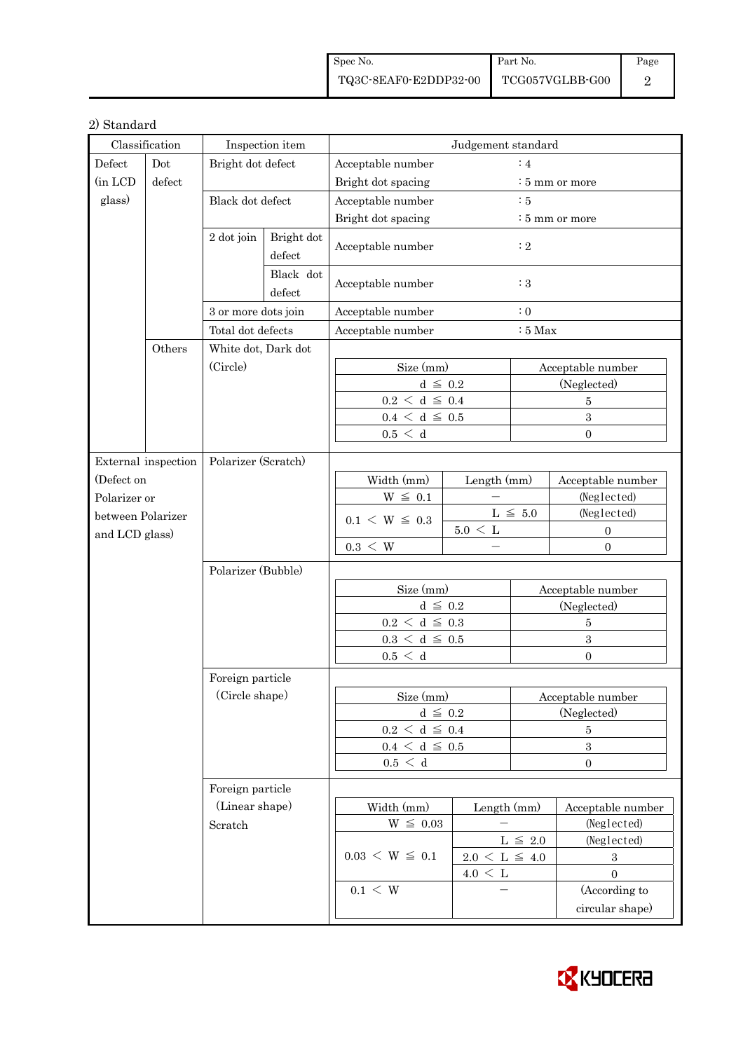2) Standard

| Classification | | Inspection item | | Judgement standard | |
|---|---|---|---|---|---|
| Defect (in LCD glass) | Dot defect | Bright dot defect | | Acceptable number<br>Bright dot spacing | : 4<br>: 5 mm or more |
| | | Black dot defect | | Acceptable number<br>Bright dot spacing | : 5<br>: 5 mm or more |
| | | 2 dot join | Bright dot defect | Acceptable number | : 2 |
| | | | Black dot defect | Acceptable number | : 3 |
| | | 3 or more dots join | | Acceptable number | : 0 |
| | | Total dot defects | | Acceptable number | : 5 Max |
| | Others | White dot, Dark dot (Circle) | | See table below | |

White dot, Dark dot (Circle):

| Size (mm) | Acceptable number |
|---|---|
| d ≦ 0.2 | (Neglected) |
| 0.2 ＜ d ≦ 0.4 | 5 |
| 0.4 ＜ d ≦ 0.5 | 3 |
| 0.5 ＜ d | 0 |

External inspection (Defect on Polarizer or between Polarizer and LCD glass):

Polarizer (Scratch)

| Width (mm) | Length (mm) | Acceptable number |
|---|---|---|
| W ≦ 0.1 | — | (Neglected) |
| 0.1 ＜ W ≦ 0.3 | L ≦ 5.0 | (Neglected) |
| | 5.0 ＜ L | 0 |
| 0.3 ＜ W | — | 0 |

Polarizer (Bubble)

| Size (mm) | Acceptable number |
|---|---|
| d ≦ 0.2 | (Neglected) |
| 0.2 ＜ d ≦ 0.3 | 5 |
| 0.3 ＜ d ≦ 0.5 | 3 |
| 0.5 ＜ d | 0 |

Foreign particle (Circle shape)

| Size (mm) | Acceptable number |
|---|---|
| d ≦ 0.2 | (Neglected) |
| 0.2 ＜ d ≦ 0.4 | 5 |
| 0.4 ＜ d ≦ 0.5 | 3 |
| 0.5 ＜ d | 0 |

Foreign particle (Linear shape) Scratch

| Width (mm) | Length (mm) | Acceptable number |
|---|---|---|
| W ≦ 0.03 | — | (Neglected) |
| 0.03 ＜ W ≦ 0.1 | L ≦ 2.0 | (Neglected) |
| | 2.0 ＜ L ≦ 4.0 | 3 |
| | 4.0 ＜ L | 0 |
| 0.1 ＜ W | — | (According to circular shape) |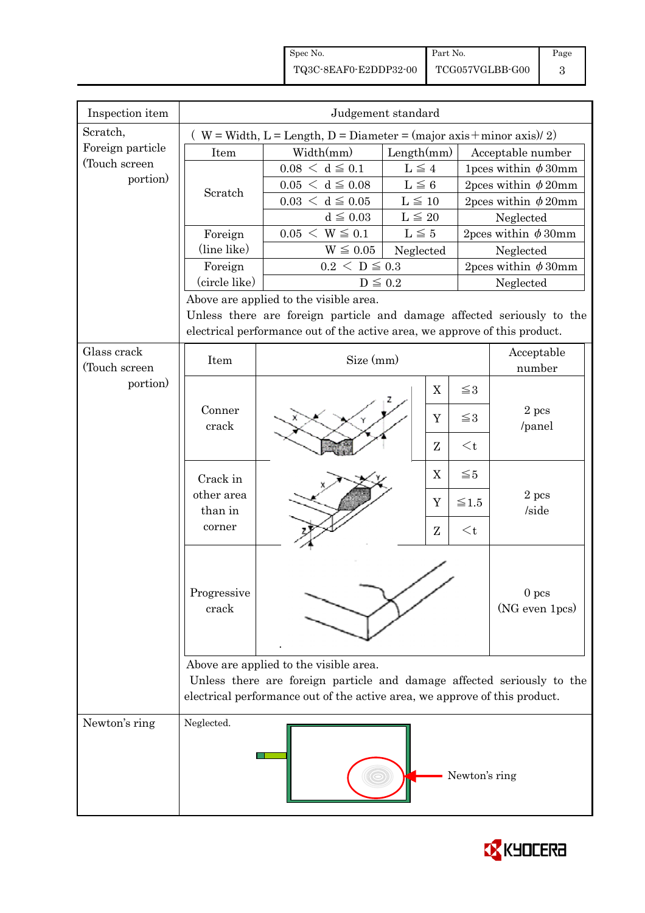| Inspection item | Judgement standard | | | |
|---|---|---|---|---|
| Scratch, Foreign particle (Touch screen portion) | ( W = Width, L = Length, D = Diameter = (major axis＋minor axis)/ 2) | | | |
| | Item | Width(mm) | Length(mm) | Acceptable number |
| | Scratch | $0.08 < d \leqq 0.1$ | $L \leqq 4$ | 1pces within $\phi$30mm |
| | | $0.05 < d \leqq 0.08$ | $L \leqq 6$ | 2pces within $\phi$20mm |
| | | $0.03 < d \leqq 0.05$ | $L \leqq 10$ | 2pces within $\phi$20mm |
| | | $d \leqq 0.03$ | $L \leqq 20$ | Neglected |
| | Foreign (line like) | $0.05 < W \leqq 0.1$ | $L \leqq 5$ | 2pces within $\phi$30mm |
| | | $W \leqq 0.05$ | Neglected | Neglected |
| | Foreign (circle like) | $0.2 < D \leqq 0.3$ | | 2pces within $\phi$30mm |
| | | $D \leqq 0.2$ | | Neglected |
| | Above are applied to the visible area. Unless there are foreign particle and damage affected seriously to the electrical performance out of the active area, we approve of this product. | | | |

| Inspection item | Item | Size (mm) | | Acceptable number |
|---|---|---|---|---|
| Glass crack (Touch screen portion) | Conner crack | X | ≦3 | 2 pcs /panel |
| | | Y | ≦3 | |
| | | Z | <t | |
| | Crack in other area than in corner | X | ≦5 | 2 pcs /side |
| | | Y | ≦1.5 | |
| | | Z | <t | |
| | Progressive crack | | | 0 pcs (NG even 1pcs) |

Above are applied to the visible area.
Unless there are foreign particle and damage affected seriously to the electrical performance out of the active area, we approve of this product.

| Inspection item | Judgement standard |
|---|---|
| Newton's ring | Neglected. |

Newton's ring